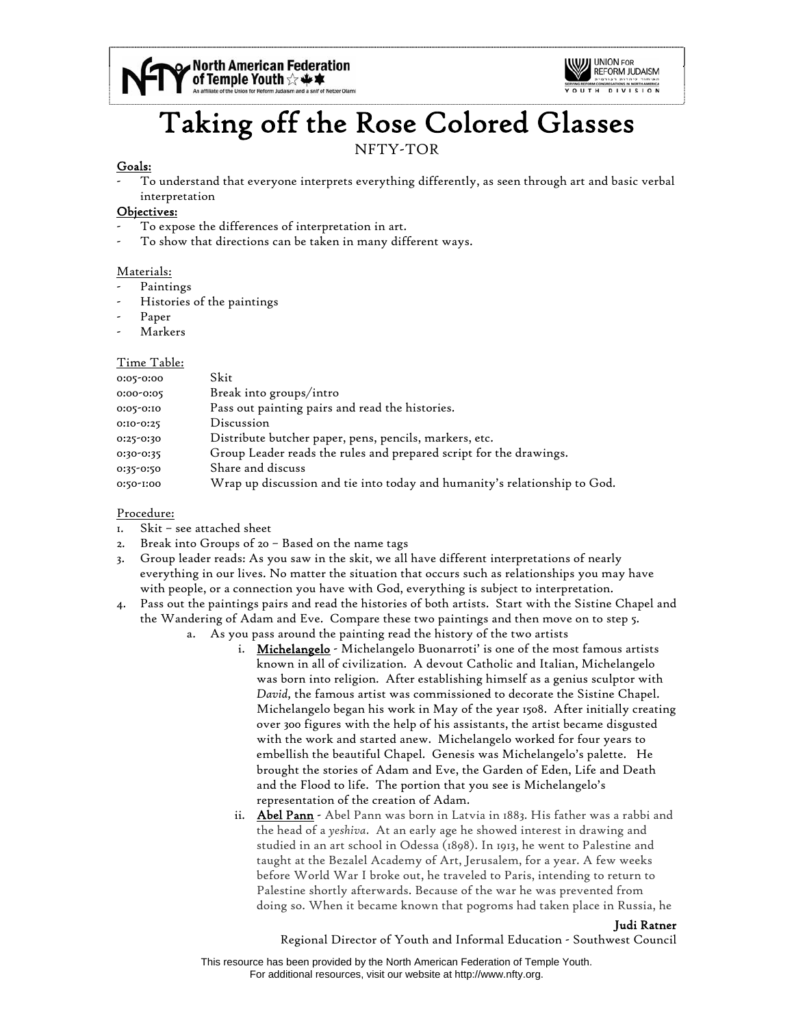# Taking off the Rose Colored Glasses

NFTY-TOR

**Goals:**

- To understand that everyone interprets everything differently, as seen through art and basic verbal interpretation

**Objectives:**

- To expose the differences of interpretation in art.
- To show that directions can be taken in many different ways.

Materials:

- Paintings
- Histories of the paintings
- Paper
- Markers

Time Table:

| | |
|---|---|
| 0:05-0:00 | Skit |
| 0:00-0:05 | Break into groups/intro |
| 0:05-0:10 | Pass out painting pairs and read the histories. |
| 0:10-0:25 | Discussion |
| 0:25-0:30 | Distribute butcher paper, pens, pencils, markers, etc. |
| 0:30-0:35 | Group Leader reads the rules and prepared script for the drawings. |
| 0:35-0:50 | Share and discuss |
| 0:50-1:00 | Wrap up discussion and tie into today and humanity's relationship to God. |

Procedure:

1. Skit – see attached sheet
2. Break into Groups of 20 – Based on the name tags
3. Group leader reads: As you saw in the skit, we all have different interpretations of nearly everything in our lives. No matter the situation that occurs such as relationships you may have with people, or a connection you have with God, everything is subject to interpretation.
4. Pass out the paintings pairs and read the histories of both artists. Start with the Sistine Chapel and the Wandering of Adam and Eve. Compare these two paintings and then move on to step 5.
   a. As you pass around the painting read the history of the two artists
      i. **Michelangelo** - Michelangelo Buonarroti' is one of the most famous artists known in all of civilization. A devout Catholic and Italian, Michelangelo was born into religion. After establishing himself as a genius sculptor with *David*, the famous artist was commissioned to decorate the Sistine Chapel. Michelangelo began his work in May of the year 1508. After initially creating over 300 figures with the help of his assistants, the artist became disgusted with the work and started anew. Michelangelo worked for four years to embellish the beautiful Chapel. Genesis was Michelangelo's palette. He brought the stories of Adam and Eve, the Garden of Eden, Life and Death and the Flood to life. The portion that you see is Michelangelo's representation of the creation of Adam.
      ii. **Abel Pann** - Abel Pann was born in Latvia in 1883. His father was a rabbi and the head of a *yeshiva*. At an early age he showed interest in drawing and studied in an art school in Odessa (1898). In 1913, he went to Palestine and taught at the Bezalel Academy of Art, Jerusalem, for a year. A few weeks before World War I broke out, he traveled to Paris, intending to return to Palestine shortly afterwards. Because of the war he was prevented from doing so. When it became known that pogroms had taken place in Russia, he

**Judi Ratner**
Regional Director of Youth and Informal Education - Southwest Council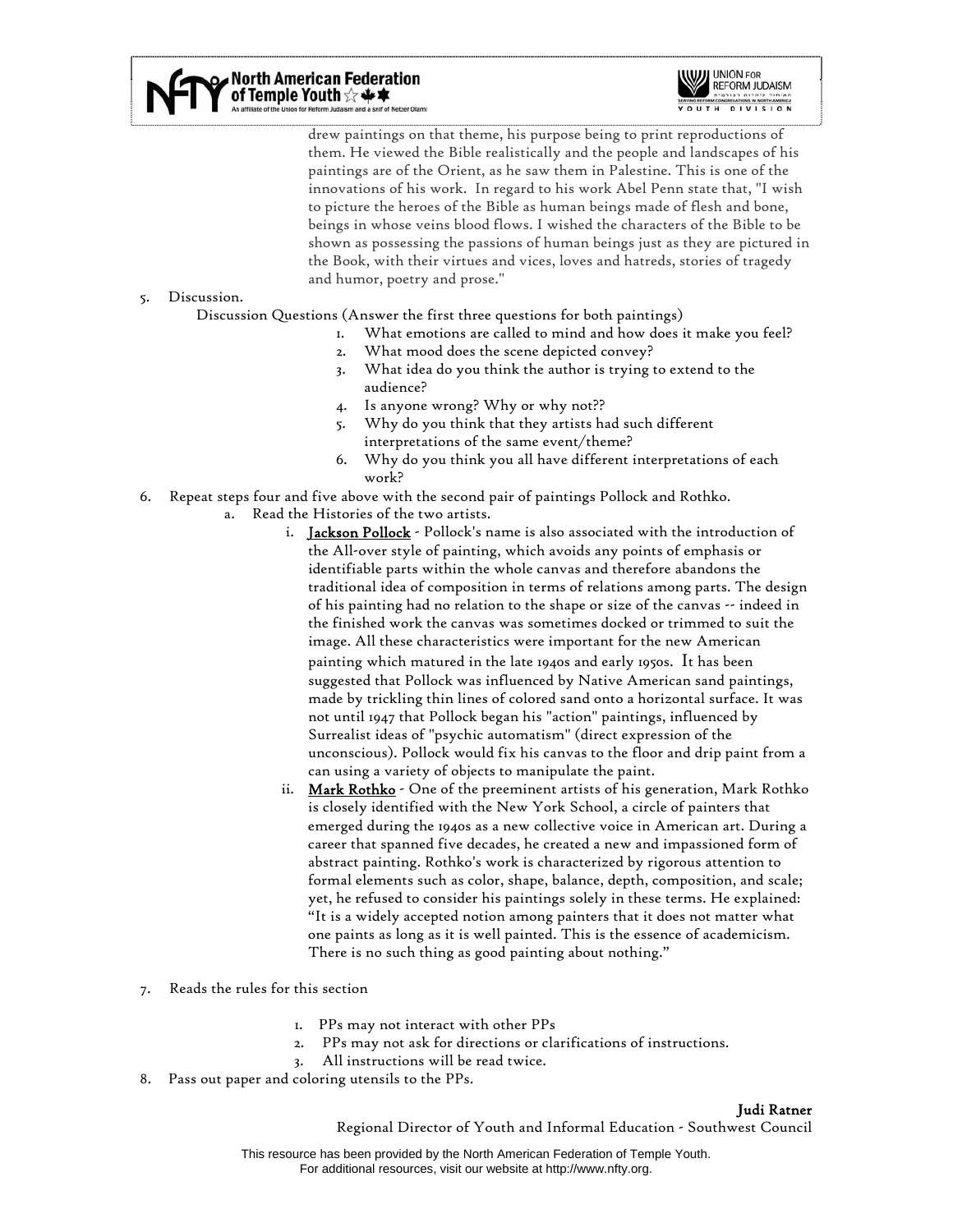drew paintings on that theme, his purpose being to print reproductions of them. He viewed the Bible realistically and the people and landscapes of his paintings are of the Orient, as he saw them in Palestine. This is one of the innovations of his work. In regard to his work Abel Penn state that, "I wish to picture the heroes of the Bible as human beings made of flesh and bone, beings in whose veins blood flows. I wished the characters of the Bible to be shown as possessing the passions of human beings just as they are pictured in the Book, with their virtues and vices, loves and hatreds, stories of tragedy and humor, poetry and prose."

5. Discussion.

   Discussion Questions (Answer the first three questions for both paintings)

   1. What emotions are called to mind and how does it make you feel?
   2. What mood does the scene depicted convey?
   3. What idea do you think the author is trying to extend to the audience?
   4. Is anyone wrong? Why or why not??
   5. Why do you think that they artists had such different interpretations of the same event/theme?
   6. Why do you think you all have different interpretations of each work?

6. Repeat steps four and five above with the second pair of paintings Pollock and Rothko.
   a. Read the Histories of the two artists.
      i. Jackson Pollock - Pollock's name is also associated with the introduction of the All-over style of painting, which avoids any points of emphasis or identifiable parts within the whole canvas and therefore abandons the traditional idea of composition in terms of relations among parts. The design of his painting had no relation to the shape or size of the canvas -- indeed in the finished work the canvas was sometimes docked or trimmed to suit the image. All these characteristics were important for the new American painting which matured in the late 1940s and early 1950s. It has been suggested that Pollock was influenced by Native American sand paintings, made by trickling thin lines of colored sand onto a horizontal surface. It was not until 1947 that Pollock began his "action" paintings, influenced by Surrealist ideas of "psychic automatism" (direct expression of the unconscious). Pollock would fix his canvas to the floor and drip paint from a can using a variety of objects to manipulate the paint.
      ii. Mark Rothko - One of the preeminent artists of his generation, Mark Rothko is closely identified with the New York School, a circle of painters that emerged during the 1940s as a new collective voice in American art. During a career that spanned five decades, he created a new and impassioned form of abstract painting. Rothko's work is characterized by rigorous attention to formal elements such as color, shape, balance, depth, composition, and scale; yet, he refused to consider his paintings solely in these terms. He explained: "It is a widely accepted notion among painters that it does not matter what one paints as long as it is well painted. This is the essence of academicism. There is no such thing as good painting about nothing."

7. Reads the rules for this section

   1. PPs may not interact with other PPs
   2. PPs may not ask for directions or clarifications of instructions.
   3. All instructions will be read twice.

8. Pass out paper and coloring utensils to the PPs.

**Judi Ratner**

Regional Director of Youth and Informal Education - Southwest Council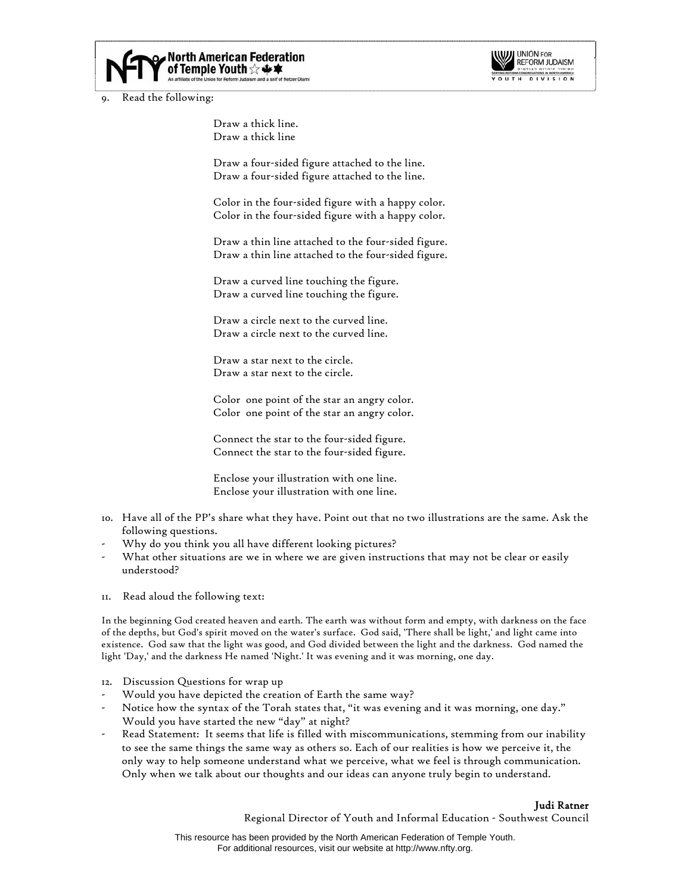9. Read the following:

    Draw a thick line.
    Draw a thick line

    Draw a four-sided figure attached to the line.
    Draw a four-sided figure attached to the line.

    Color in the four-sided figure with a happy color.
    Color in the four-sided figure with a happy color.

    Draw a thin line attached to the four-sided figure.
    Draw a thin line attached to the four-sided figure.

    Draw a curved line touching the figure.
    Draw a curved line touching the figure.

    Draw a circle next to the curved line.
    Draw a circle next to the curved line.

    Draw a star next to the circle.
    Draw a star next to the circle.

    Color one point of the star an angry color.
    Color one point of the star an angry color.

    Connect the star to the four-sided figure.
    Connect the star to the four-sided figure.

    Enclose your illustration with one line.
    Enclose your illustration with one line.

10. Have all of the PP's share what they have. Point out that no two illustrations are the same. Ask the following questions.

- Why do you think you all have different looking pictures?
- What other situations are we in where we are given instructions that may not be clear or easily understood?

11. Read aloud the following text:

In the beginning God created heaven and earth. The earth was without form and empty, with darkness on the face of the depths, but God's spirit moved on the water's surface. God said, 'There shall be light,' and light came into existence. God saw that the light was good, and God divided between the light and the darkness. God named the light 'Day,' and the darkness He named 'Night.' It was evening and it was morning, one day.

12. Discussion Questions for wrap up

- Would you have depicted the creation of Earth the same way?
- Notice how the syntax of the Torah states that, "it was evening and it was morning, one day." Would you have started the new "day" at night?
- Read Statement: It seems that life is filled with miscommunications, stemming from our inability to see the same things the same way as others so. Each of our realities is how we perceive it, the only way to help someone understand what we perceive, what we feel is through communication. Only when we talk about our thoughts and our ideas can anyone truly begin to understand.

**Judi Ratner**
Regional Director of Youth and Informal Education - Southwest Council